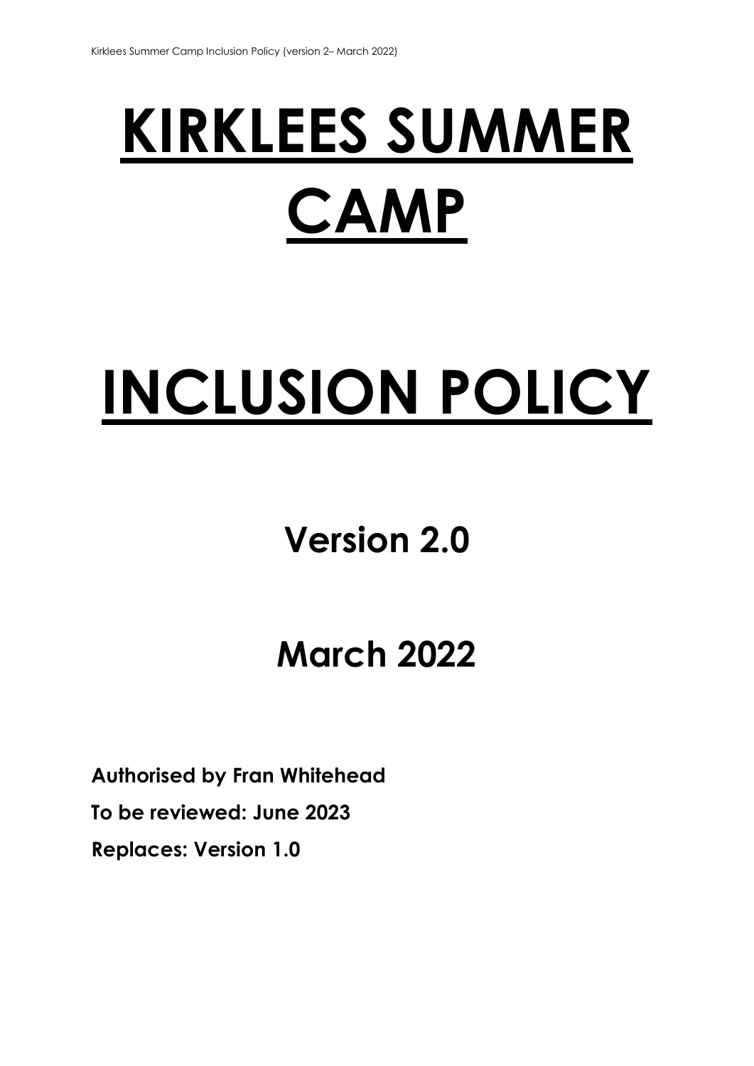# KIRKLEES SUMMER CAMP

# INCLUSION POLICY

## Version 2.0

## March 2022

**Authorised by Fran Whitehead**

**To be reviewed: June 2023**

**Replaces: Version 1.0**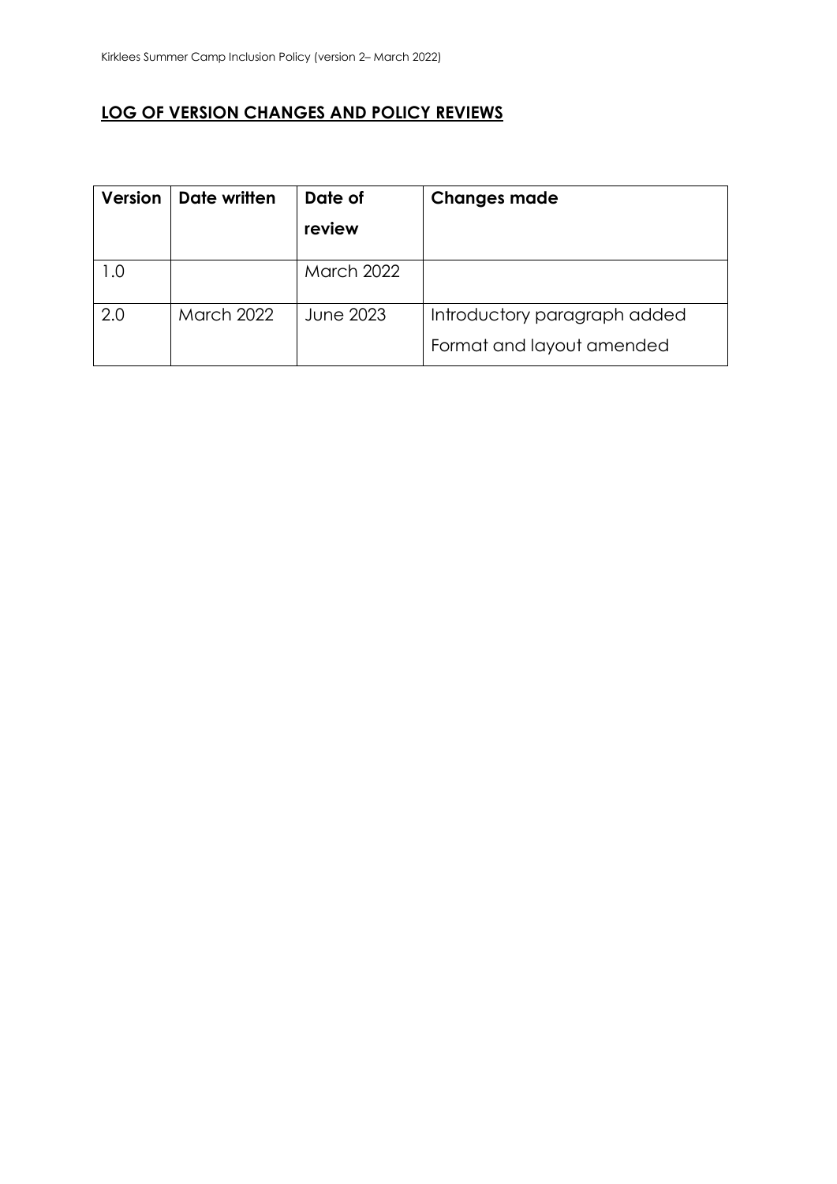## **LOG OF VERSION CHANGES AND POLICY REVIEWS**

| **Version** | **Date written** | **Date of review** | **Changes made** |
|---|---|---|---|
| 1.0 | | March 2022 | |
| 2.0 | March 2022 | June 2023 | Introductory paragraph added<br>Format and layout amended |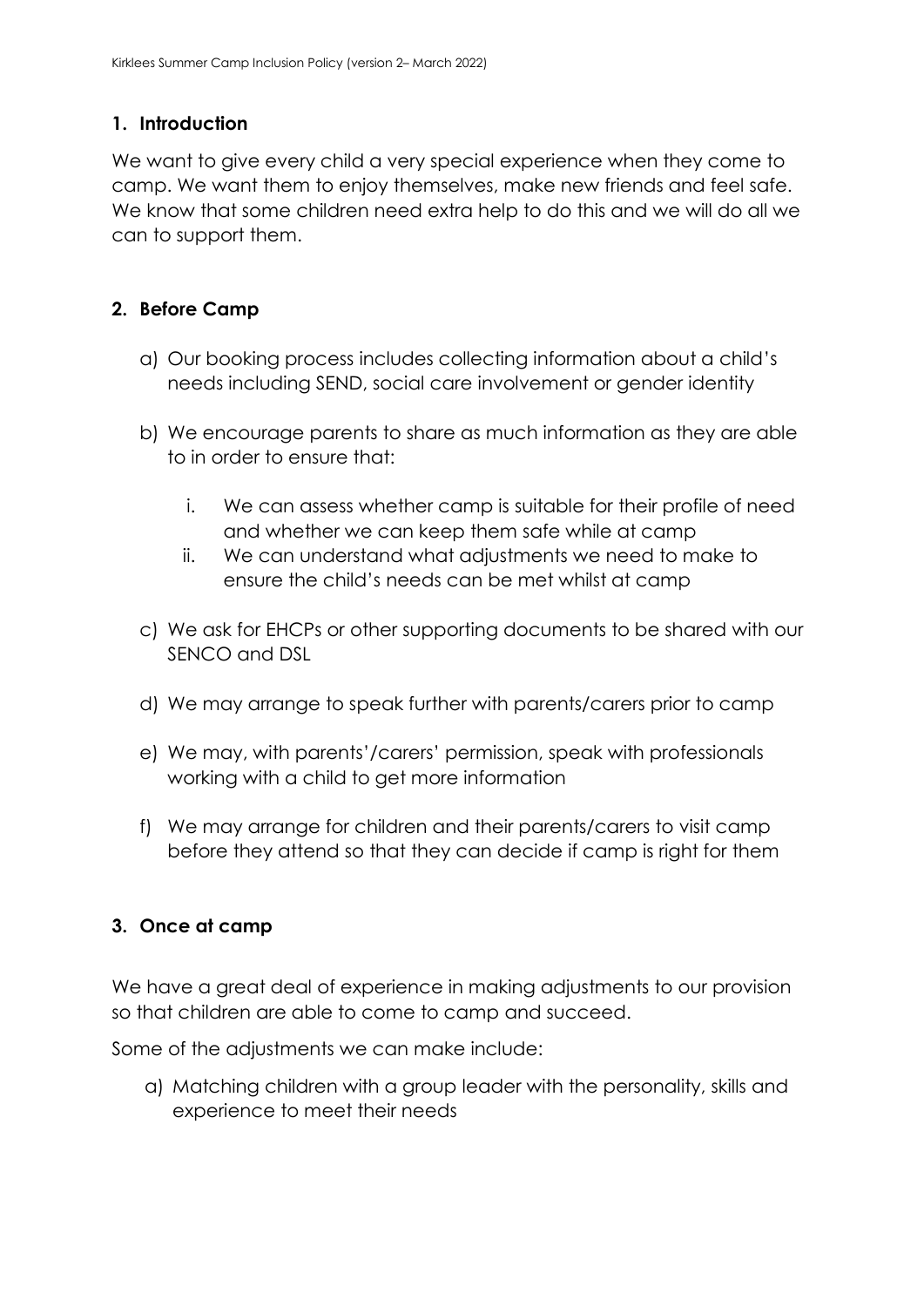## 1. Introduction

We want to give every child a very special experience when they come to camp. We want them to enjoy themselves, make new friends and feel safe. We know that some children need extra help to do this and we will do all we can to support them.

## 2. Before Camp

a) Our booking process includes collecting information about a child's needs including SEND, social care involvement or gender identity

b) We encourage parents to share as much information as they are able to in order to ensure that:

   i. We can assess whether camp is suitable for their profile of need and whether we can keep them safe while at camp
   
   ii. We can understand what adjustments we need to make to ensure the child's needs can be met whilst at camp

c) We ask for EHCPs or other supporting documents to be shared with our SENCO and DSL

d) We may arrange to speak further with parents/carers prior to camp

e) We may, with parents'/carers' permission, speak with professionals working with a child to get more information

f) We may arrange for children and their parents/carers to visit camp before they attend so that they can decide if camp is right for them

## 3. Once at camp

We have a great deal of experience in making adjustments to our provision so that children are able to come to camp and succeed.

Some of the adjustments we can make include:

a) Matching children with a group leader with the personality, skills and experience to meet their needs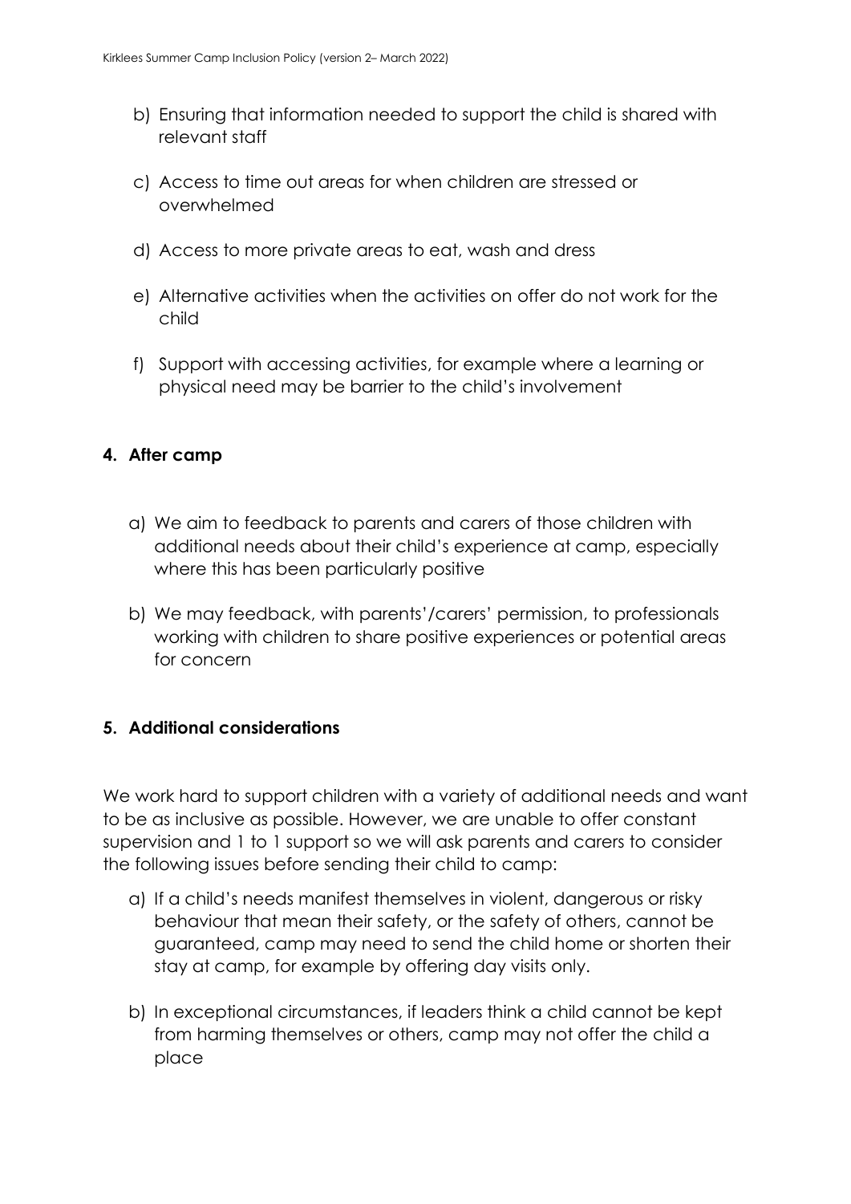b) Ensuring that information needed to support the child is shared with relevant staff

c) Access to time out areas for when children are stressed or overwhelmed

d) Access to more private areas to eat, wash and dress

e) Alternative activities when the activities on offer do not work for the child

f) Support with accessing activities, for example where a learning or physical need may be barrier to the child's involvement

## 4. After camp

a) We aim to feedback to parents and carers of those children with additional needs about their child's experience at camp, especially where this has been particularly positive

b) We may feedback, with parents'/carers' permission, to professionals working with children to share positive experiences or potential areas for concern

## 5. Additional considerations

We work hard to support children with a variety of additional needs and want to be as inclusive as possible. However, we are unable to offer constant supervision and 1 to 1 support so we will ask parents and carers to consider the following issues before sending their child to camp:

a) If a child's needs manifest themselves in violent, dangerous or risky behaviour that mean their safety, or the safety of others, cannot be guaranteed, camp may need to send the child home or shorten their stay at camp, for example by offering day visits only.

b) In exceptional circumstances, if leaders think a child cannot be kept from harming themselves or others, camp may not offer the child a place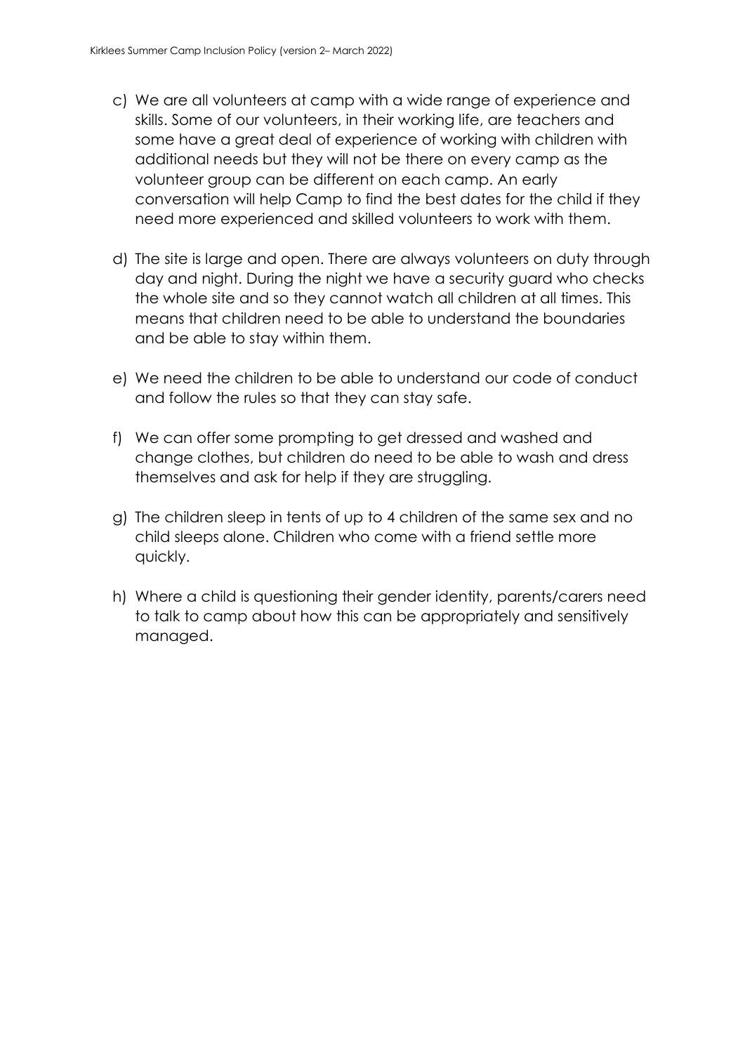c) We are all volunteers at camp with a wide range of experience and skills. Some of our volunteers, in their working life, are teachers and some have a great deal of experience of working with children with additional needs but they will not be there on every camp as the volunteer group can be different on each camp. An early conversation will help Camp to find the best dates for the child if they need more experienced and skilled volunteers to work with them.

d) The site is large and open. There are always volunteers on duty through day and night. During the night we have a security guard who checks the whole site and so they cannot watch all children at all times. This means that children need to be able to understand the boundaries and be able to stay within them.

e) We need the children to be able to understand our code of conduct and follow the rules so that they can stay safe.

f) We can offer some prompting to get dressed and washed and change clothes, but children do need to be able to wash and dress themselves and ask for help if they are struggling.

g) The children sleep in tents of up to 4 children of the same sex and no child sleeps alone. Children who come with a friend settle more quickly.

h) Where a child is questioning their gender identity, parents/carers need to talk to camp about how this can be appropriately and sensitively managed.